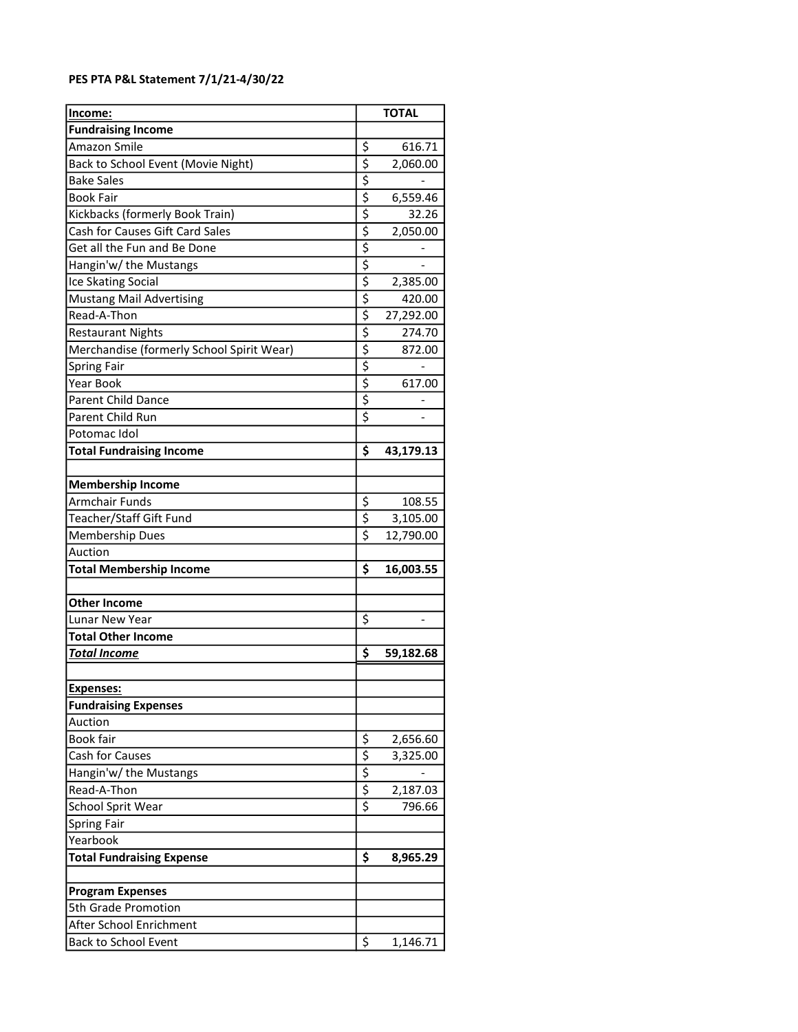**PES PTA P&L Statement 7/1/21-4/30/22**

| Income: | TOTAL |
|---|---|
| **Fundraising Income** | |
| Amazon Smile | $ 616.71 |
| Back to School Event (Movie Night) | $ 2,060.00 |
| Bake Sales | $ - |
| Book Fair | $ 6,559.46 |
| Kickbacks (formerly Book Train) | $ 32.26 |
| Cash for Causes Gift Card Sales | $ 2,050.00 |
| Get all the Fun and Be Done | $ - |
| Hangin'w/ the Mustangs | $ - |
| Ice Skating Social | $ 2,385.00 |
| Mustang Mail Advertising | $ 420.00 |
| Read-A-Thon | $ 27,292.00 |
| Restaurant Nights | $ 274.70 |
| Merchandise (formerly School Spirit Wear) | $ 872.00 |
| Spring Fair | $ - |
| Year Book | $ 617.00 |
| Parent Child Dance | $ - |
| Parent Child Run | $ - |
| Potomac Idol | |
| **Total Fundraising Income** | **$ 43,179.13** |
| | |
| **Membership Income** | |
| Armchair Funds | $ 108.55 |
| Teacher/Staff Gift Fund | $ 3,105.00 |
| Membership Dues | $ 12,790.00 |
| Auction | |
| **Total Membership Income** | **$ 16,003.55** |
| | |
| **Other Income** | |
| Lunar New Year | $ - |
| **Total Other Income** | |
| ***Total Income*** | **$ 59,182.68** |
| | |
| **Expenses:** | |
| **Fundraising Expenses** | |
| Auction | |
| Book fair | $ 2,656.60 |
| Cash for Causes | $ 3,325.00 |
| Hangin'w/ the Mustangs | $ - |
| Read-A-Thon | $ 2,187.03 |
| School Sprit Wear | $ 796.66 |
| Spring Fair | |
| Yearbook | |
| **Total Fundraising Expense** | **$ 8,965.29** |
| | |
| **Program Expenses** | |
| 5th Grade Promotion | |
| After School Enrichment | |
| Back to School Event | $ 1,146.71 |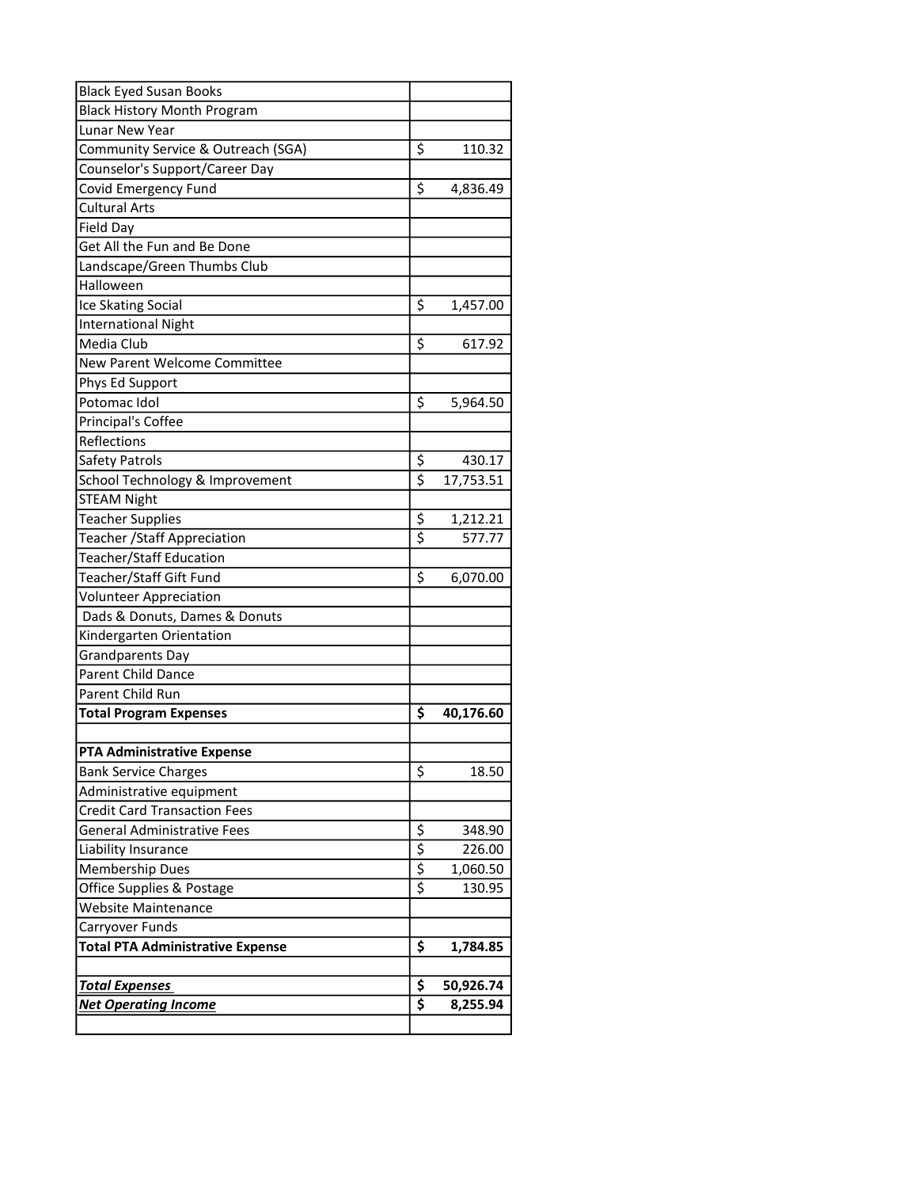| | |
|---|---|
| Black Eyed Susan Books | |
| Black History Month Program | |
| Lunar New Year | |
| Community Service & Outreach (SGA) | $ 110.32 |
| Counselor's Support/Career Day | |
| Covid Emergency Fund | $ 4,836.49 |
| Cultural Arts | |
| Field Day | |
| Get All the Fun and Be Done | |
| Landscape/Green Thumbs Club | |
| Halloween | |
| Ice Skating Social | $ 1,457.00 |
| International Night | |
| Media Club | $ 617.92 |
| New Parent Welcome Committee | |
| Phys Ed Support | |
| Potomac Idol | $ 5,964.50 |
| Principal's Coffee | |
| Reflections | |
| Safety Patrols | $ 430.17 |
| School Technology & Improvement | $ 17,753.51 |
| STEAM Night | |
| Teacher Supplies | $ 1,212.21 |
| Teacher /Staff Appreciation | $ 577.77 |
| Teacher/Staff Education | |
| Teacher/Staff Gift Fund | $ 6,070.00 |
| Volunteer Appreciation | |
| Dads & Donuts, Dames & Donuts | |
| Kindergarten Orientation | |
| Grandparents Day | |
| Parent Child Dance | |
| Parent Child Run | |
| **Total Program Expenses** | **$ 40,176.60** |
| | |
| **PTA Administrative Expense** | |
| Bank Service Charges | $ 18.50 |
| Administrative equipment | |
| Credit Card Transaction Fees | |
| General Administrative Fees | $ 348.90 |
| Liability Insurance | $ 226.00 |
| Membership Dues | $ 1,060.50 |
| Office Supplies & Postage | $ 130.95 |
| Website Maintenance | |
| Carryover Funds | |
| **Total PTA Administrative Expense** | **$ 1,784.85** |
| | |
| ***Total Expenses*** | **$ 50,926.74** |
| ***Net Operating Income*** | **$ 8,255.94** |
| | |